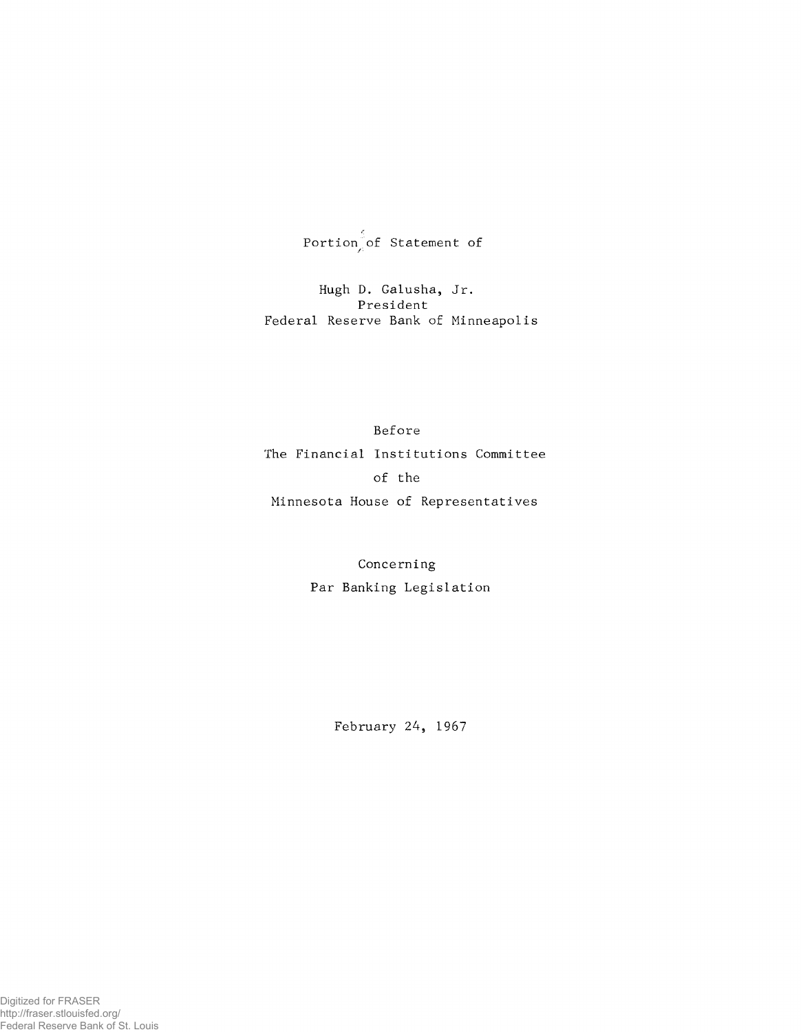Portion of Statement of

Hugh D. Galusha, Jr.
President
Federal Reserve Bank of Minneapolis

Before
The Financial Institutions Committee
of the
Minnesota House of Representatives

Concerning
Par Banking Legislation

February 24, 1967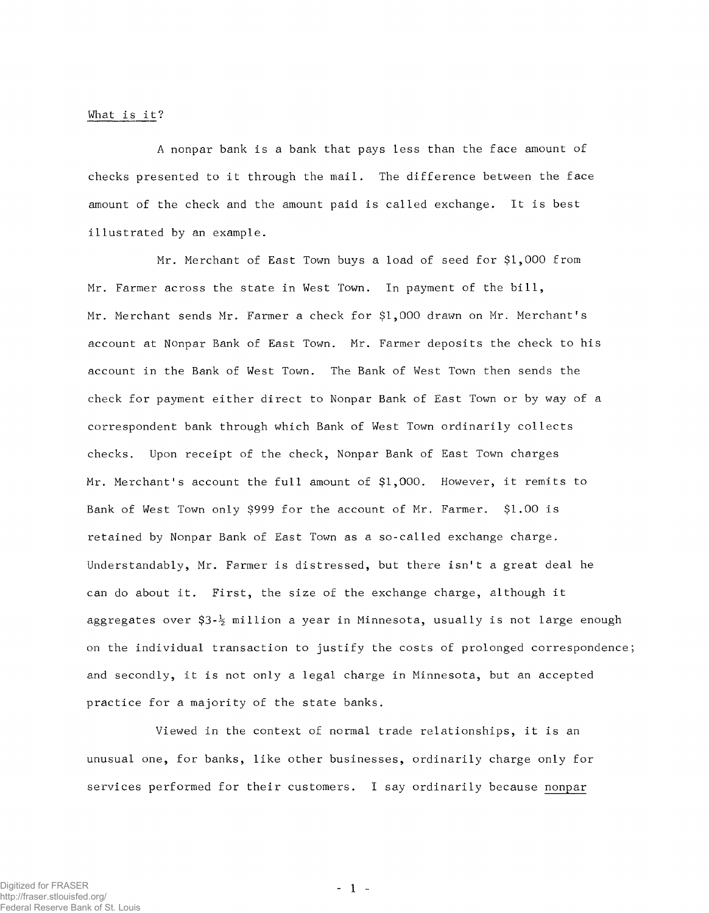What is it?

A nonpar bank is a bank that pays less than the face amount of checks presented to it through the mail. The difference between the face amount of the check and the amount paid is called exchange. It is best illustrated by an example.

Mr. Merchant of East Town buys a load of seed for $1,000 from Mr. Farmer across the state in West Town. In payment of the bill, Mr. Merchant sends Mr. Farmer a check for $1,000 drawn on Mr. Merchant's account at Nonpar Bank of East Town. Mr. Farmer deposits the check to his account in the Bank of West Town. The Bank of West Town then sends the check for payment either direct to Nonpar Bank of East Town or by way of a correspondent bank through which Bank of West Town ordinarily collects checks. Upon receipt of the check, Nonpar Bank of East Town charges Mr. Merchant's account the full amount of $1,000. However, it remits to Bank of West Town only $999 for the account of Mr. Farmer. $1.00 is retained by Nonpar Bank of East Town as a so-called exchange charge. Understandably, Mr. Farmer is distressed, but there isn't a great deal he can do about it. First, the size of the exchange charge, although it aggregates over $3-½ million a year in Minnesota, usually is not large enough on the individual transaction to justify the costs of prolonged correspondence; and secondly, it is not only a legal charge in Minnesota, but an accepted practice for a majority of the state banks.

Viewed in the context of normal trade relationships, it is an unusual one, for banks, like other businesses, ordinarily charge only for services performed for their customers. I say ordinarily because nonpar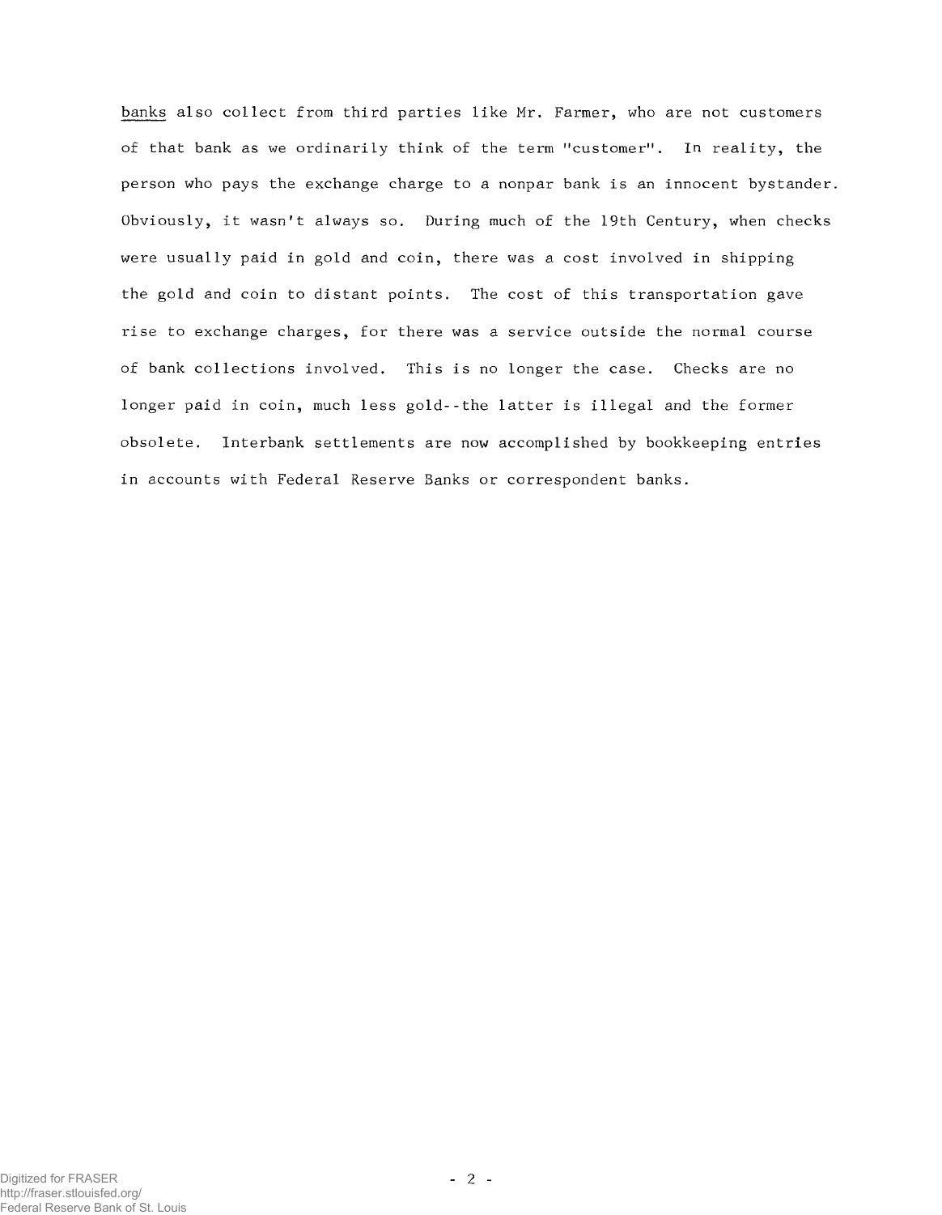banks also collect from third parties like Mr. Farmer, who are not customers of that bank as we ordinarily think of the term "customer". In reality, the person who pays the exchange charge to a nonpar bank is an innocent bystander. Obviously, it wasn't always so. During much of the 19th Century, when checks were usually paid in gold and coin, there was a cost involved in shipping the gold and coin to distant points. The cost of this transportation gave rise to exchange charges, for there was a service outside the normal course of bank collections involved. This is no longer the case. Checks are no longer paid in coin, much less gold--the latter is illegal and the former obsolete. Interbank settlements are now accomplished by bookkeeping entries in accounts with Federal Reserve Banks or correspondent banks.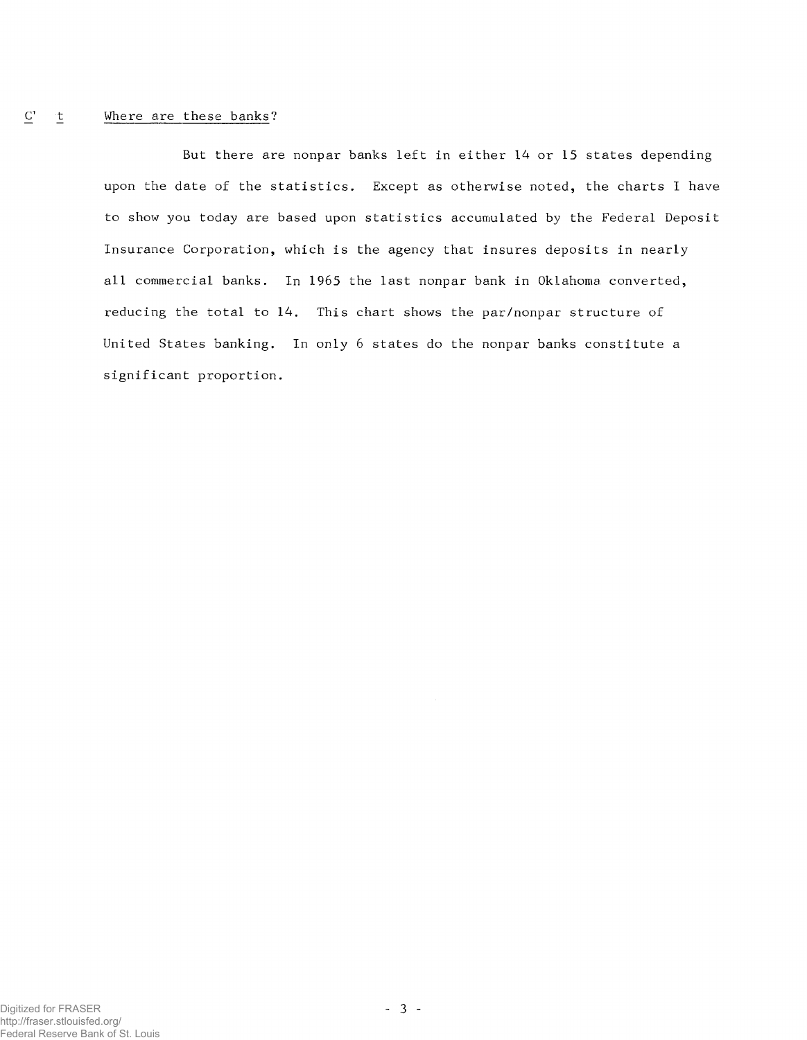C' t Where are these banks?

But there are nonpar banks left in either 14 or 15 states depending upon the date of the statistics. Except as otherwise noted, the charts I have to show you today are based upon statistics accumulated by the Federal Deposit Insurance Corporation, which is the agency that insures deposits in nearly all commercial banks. In 1965 the last nonpar bank in Oklahoma converted, reducing the total to 14. This chart shows the par/nonpar structure of United States banking. In only 6 states do the nonpar banks constitute a significant proportion.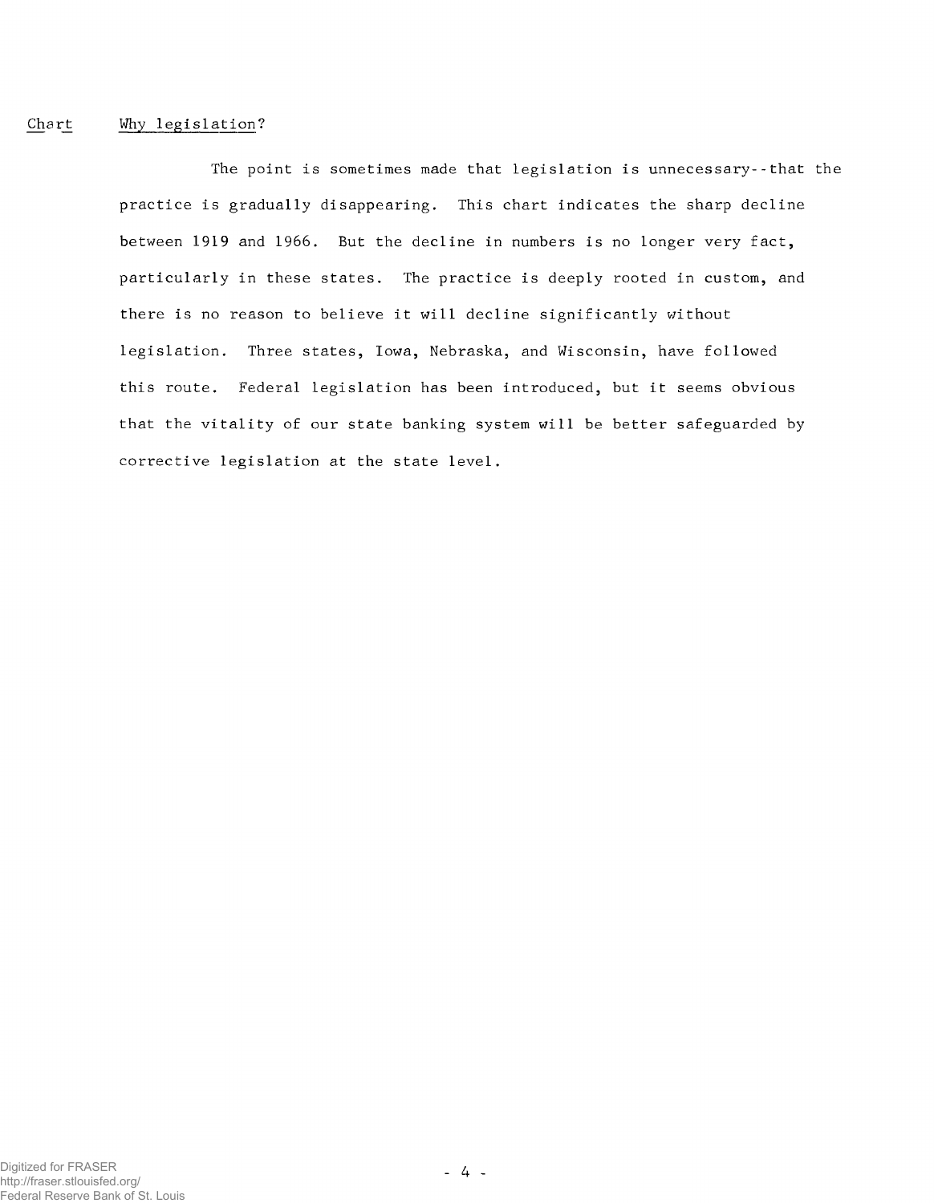Chart Why legislation?

The point is sometimes made that legislation is unnecessary--that the practice is gradually disappearing. This chart indicates the sharp decline between 1919 and 1966. But the decline in numbers is no longer very fact, particularly in these states. The practice is deeply rooted in custom, and there is no reason to believe it will decline significantly without legislation. Three states, Iowa, Nebraska, and Wisconsin, have followed this route. Federal legislation has been introduced, but it seems obvious that the vitality of our state banking system will be better safeguarded by corrective legislation at the state level.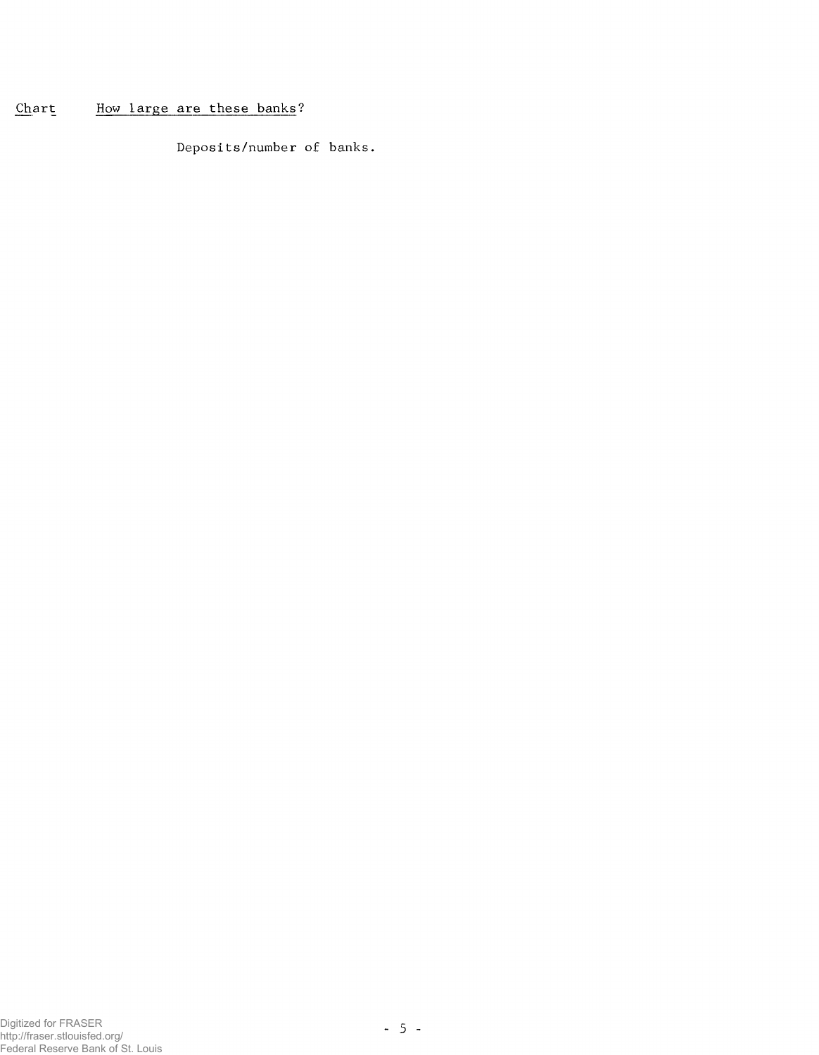<u>Chart</u>     <u>How large are these banks</u>?

Deposits/number of banks.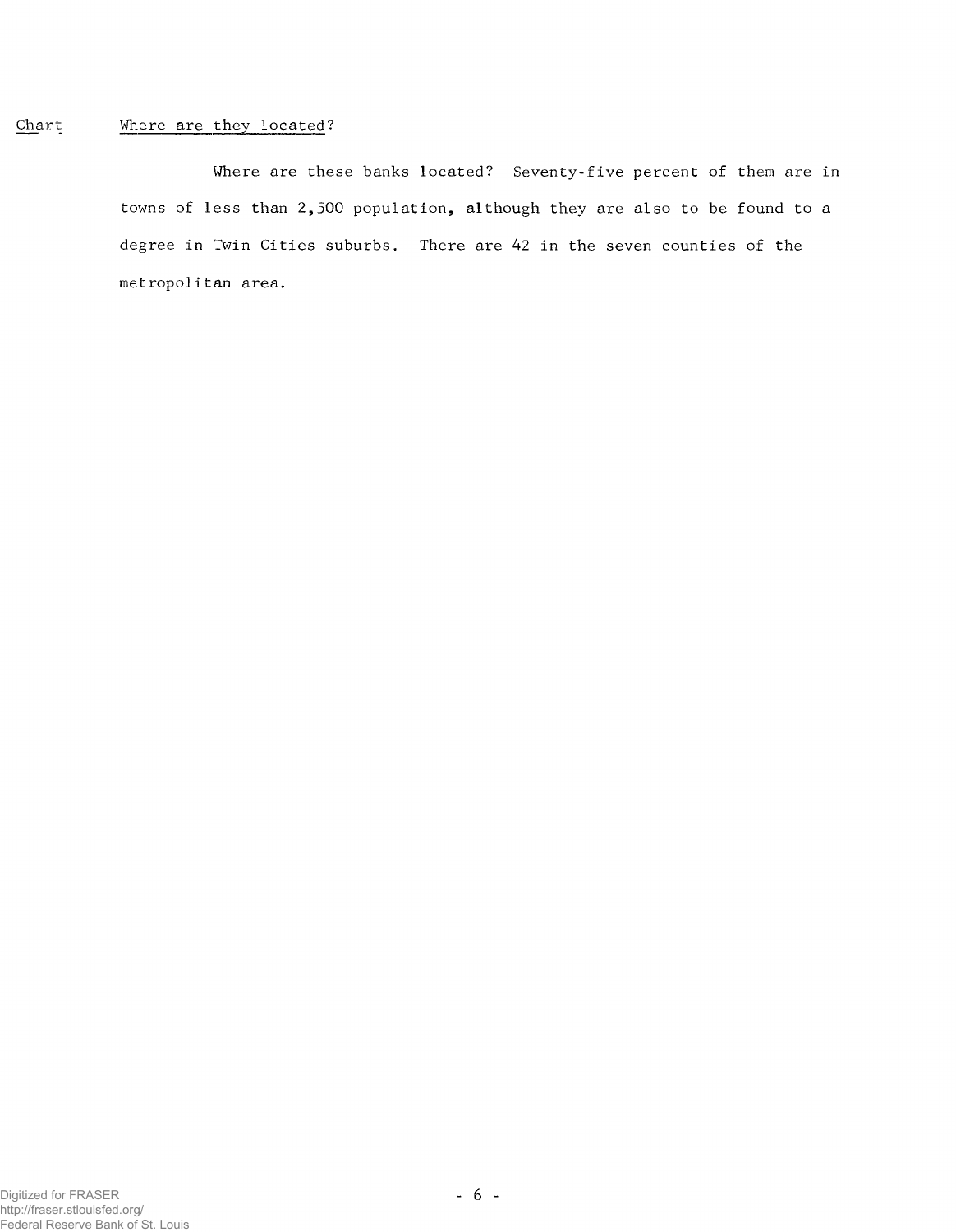Chart Where are they located?

Where are these banks located? Seventy-five percent of them are in towns of less than 2,500 population, although they are also to be found to a degree in Twin Cities suburbs. There are 42 in the seven counties of the metropolitan area.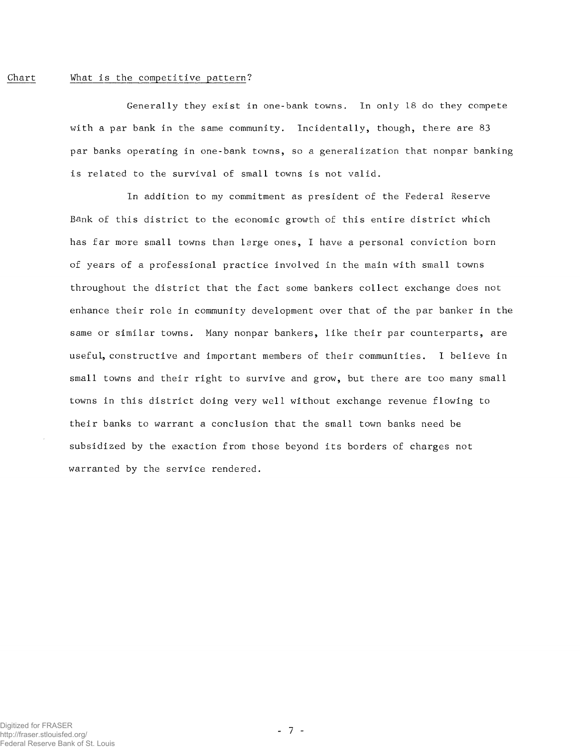Chart What is the competitive pattern?

Generally they exist in one-bank towns. In only 18 do they compete with a par bank in the same community. Incidentally, though, there are 83 par banks operating in one-bank towns, so a generalization that nonpar banking is related to the survival of small towns is not valid.

In addition to my commitment as president of the Federal Reserve Bank of this district to the economic growth of this entire district which has far more small towns than large ones, I have a personal conviction born of years of a professional practice involved in the main with small towns throughout the district that the fact some bankers collect exchange does not enhance their role in community development over that of the par banker in the same or similar towns. Many nonpar bankers, like their par counterparts, are useful, constructive and important members of their communities. I believe in small towns and their right to survive and grow, but there are too many small towns in this district doing very well without exchange revenue flowing to their banks to warrant a conclusion that the small town banks need be subsidized by the exaction from those beyond its borders of charges not warranted by the service rendered.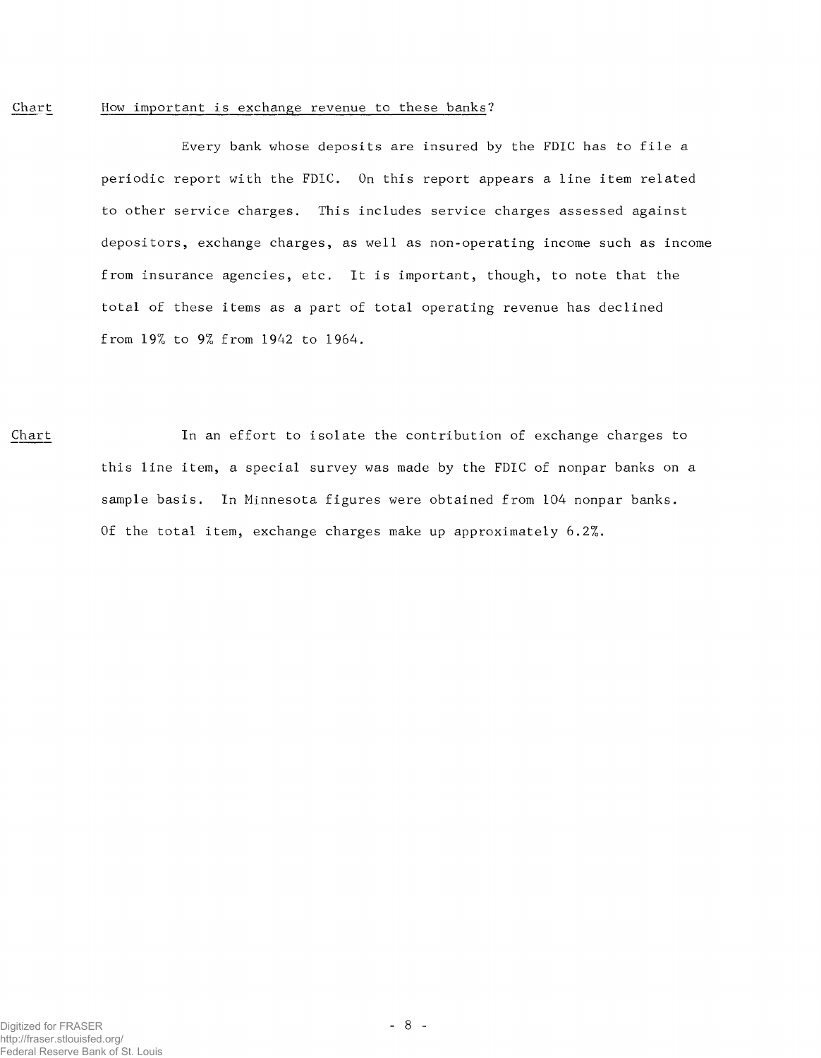Chart How important is exchange revenue to these banks?

Every bank whose deposits are insured by the FDIC has to file a periodic report with the FDIC. On this report appears a line item related to other service charges. This includes service charges assessed against depositors, exchange charges, as well as non-operating income such as income from insurance agencies, etc. It is important, though, to note that the total of these items as a part of total operating revenue has declined from 19% to 9% from 1942 to 1964.

Chart In an effort to isolate the contribution of exchange charges to this line item, a special survey was made by the FDIC of nonpar banks on a sample basis. In Minnesota figures were obtained from 104 nonpar banks. Of the total item, exchange charges make up approximately 6.2%.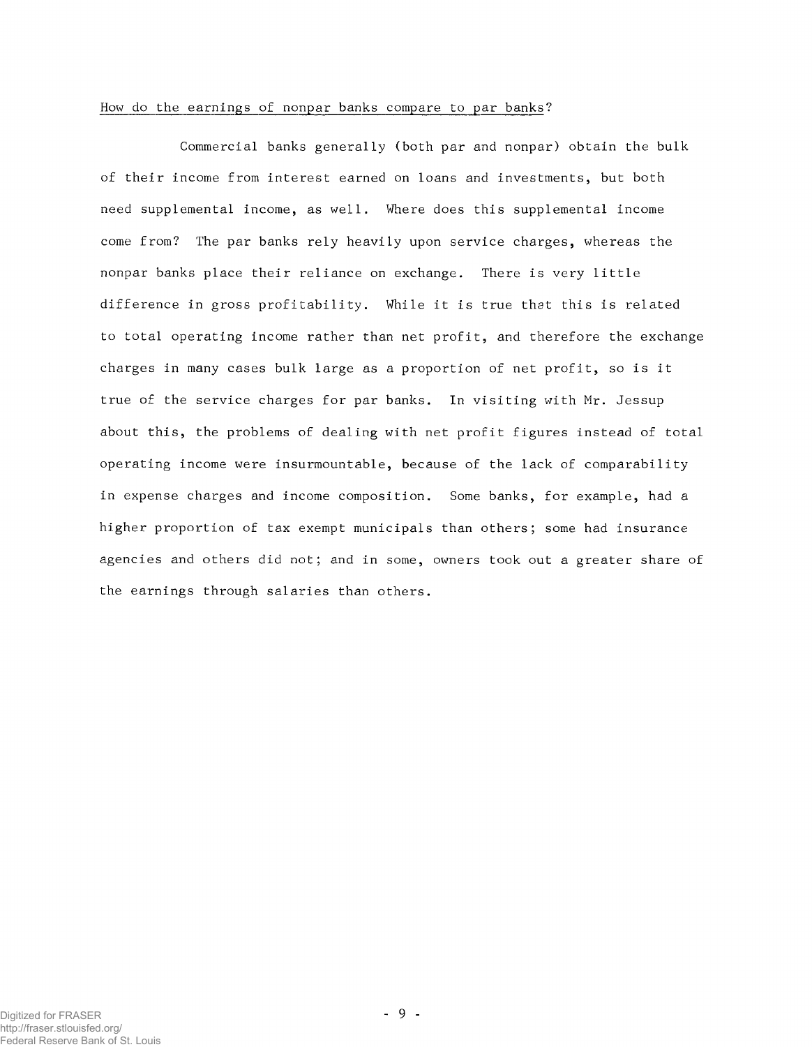<u>How do the earnings of nonpar banks compare to par banks</u>?

Commercial banks generally (both par and nonpar) obtain the bulk of their income from interest earned on loans and investments, but both need supplemental income, as well. Where does this supplemental income come from? The par banks rely heavily upon service charges, whereas the nonpar banks place their reliance on exchange. There is very little difference in gross profitability. While it is true that this is related to total operating income rather than net profit, and therefore the exchange charges in many cases bulk large as a proportion of net profit, so is it true of the service charges for par banks. In visiting with Mr. Jessup about this, the problems of dealing with net profit figures instead of total operating income were insurmountable, because of the lack of comparability in expense charges and income composition. Some banks, for example, had a higher proportion of tax exempt municipals than others; some had insurance agencies and others did not; and in some, owners took out a greater share of the earnings through salaries than others.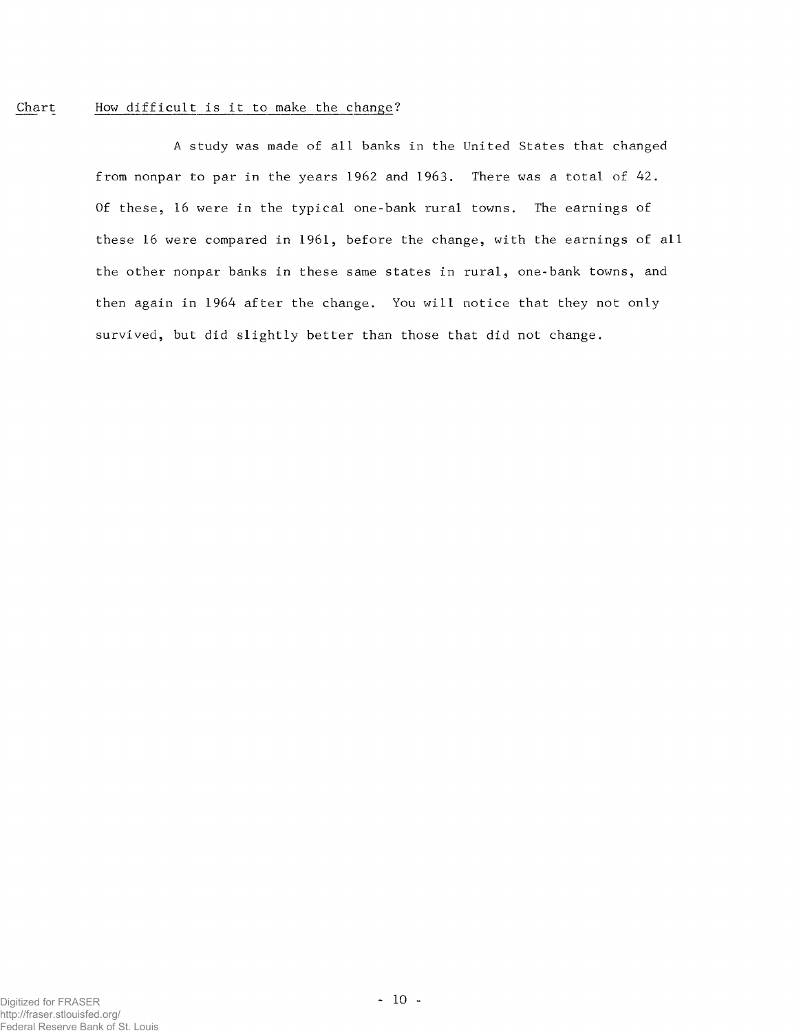<u>Chart</u> <u>How difficult is it to make the change</u>?

A study was made of all banks in the United States that changed from nonpar to par in the years 1962 and 1963. There was a total of 42. Of these, 16 were in the typical one-bank rural towns. The earnings of these 16 were compared in 1961, before the change, with the earnings of all the other nonpar banks in these same states in rural, one-bank towns, and then again in 1964 after the change. You will notice that they not only survived, but did slightly better than those that did not change.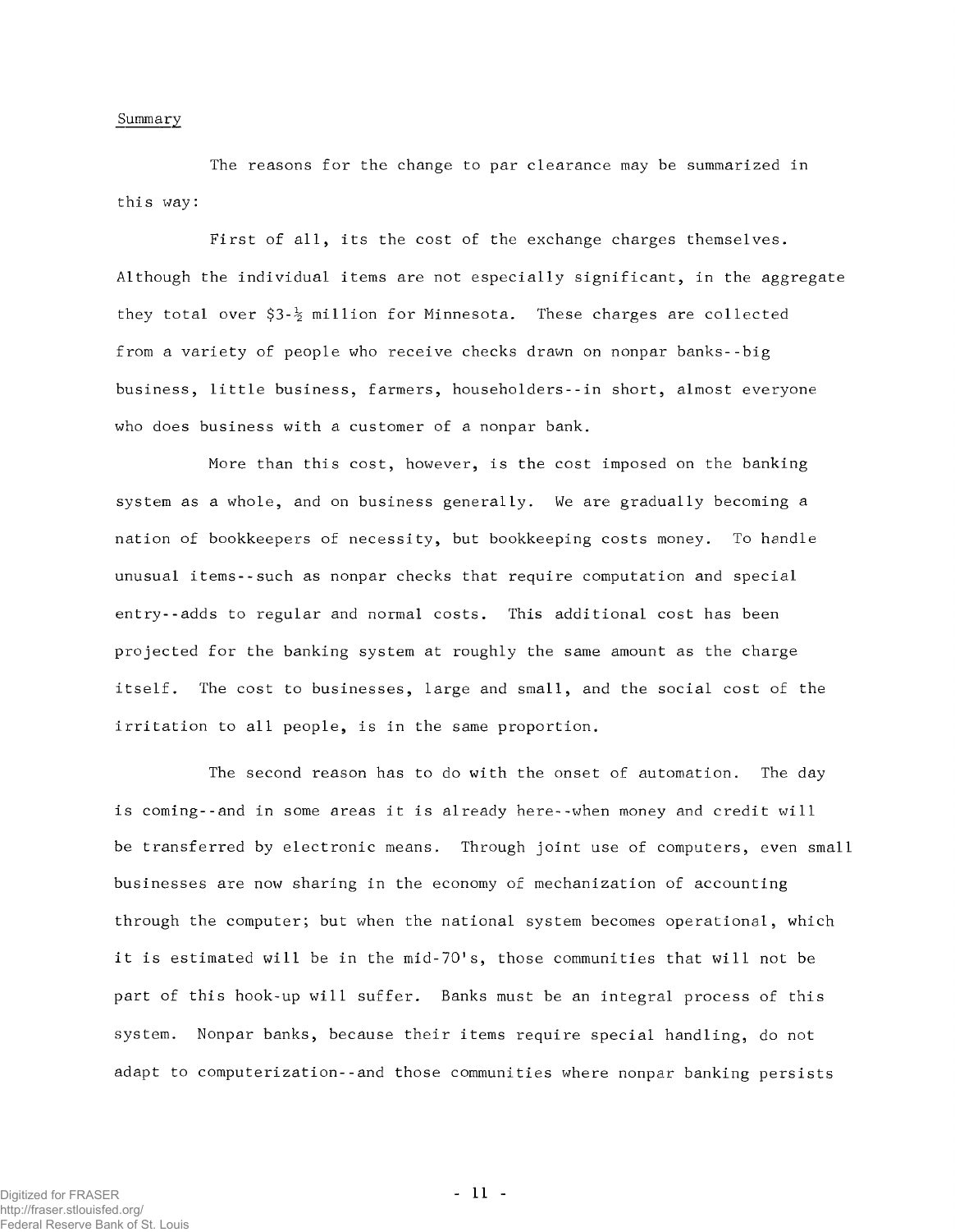Summary

The reasons for the change to par clearance may be summarized in this way:

First of all, its the cost of the exchange charges themselves. Although the individual items are not especially significant, in the aggregate they total over $3-½ million for Minnesota. These charges are collected from a variety of people who receive checks drawn on nonpar banks--big business, little business, farmers, householders--in short, almost everyone who does business with a customer of a nonpar bank.

More than this cost, however, is the cost imposed on the banking system as a whole, and on business generally. We are gradually becoming a nation of bookkeepers of necessity, but bookkeeping costs money. To handle unusual items--such as nonpar checks that require computation and special entry--adds to regular and normal costs. This additional cost has been projected for the banking system at roughly the same amount as the charge itself. The cost to businesses, large and small, and the social cost of the irritation to all people, is in the same proportion.

The second reason has to do with the onset of automation. The day is coming--and in some areas it is already here--when money and credit will be transferred by electronic means. Through joint use of computers, even small businesses are now sharing in the economy of mechanization of accounting through the computer; but when the national system becomes operational, which it is estimated will be in the mid-70's, those communities that will not be part of this hook-up will suffer. Banks must be an integral process of this system. Nonpar banks, because their items require special handling, do not adapt to computerization--and those communities where nonpar banking persists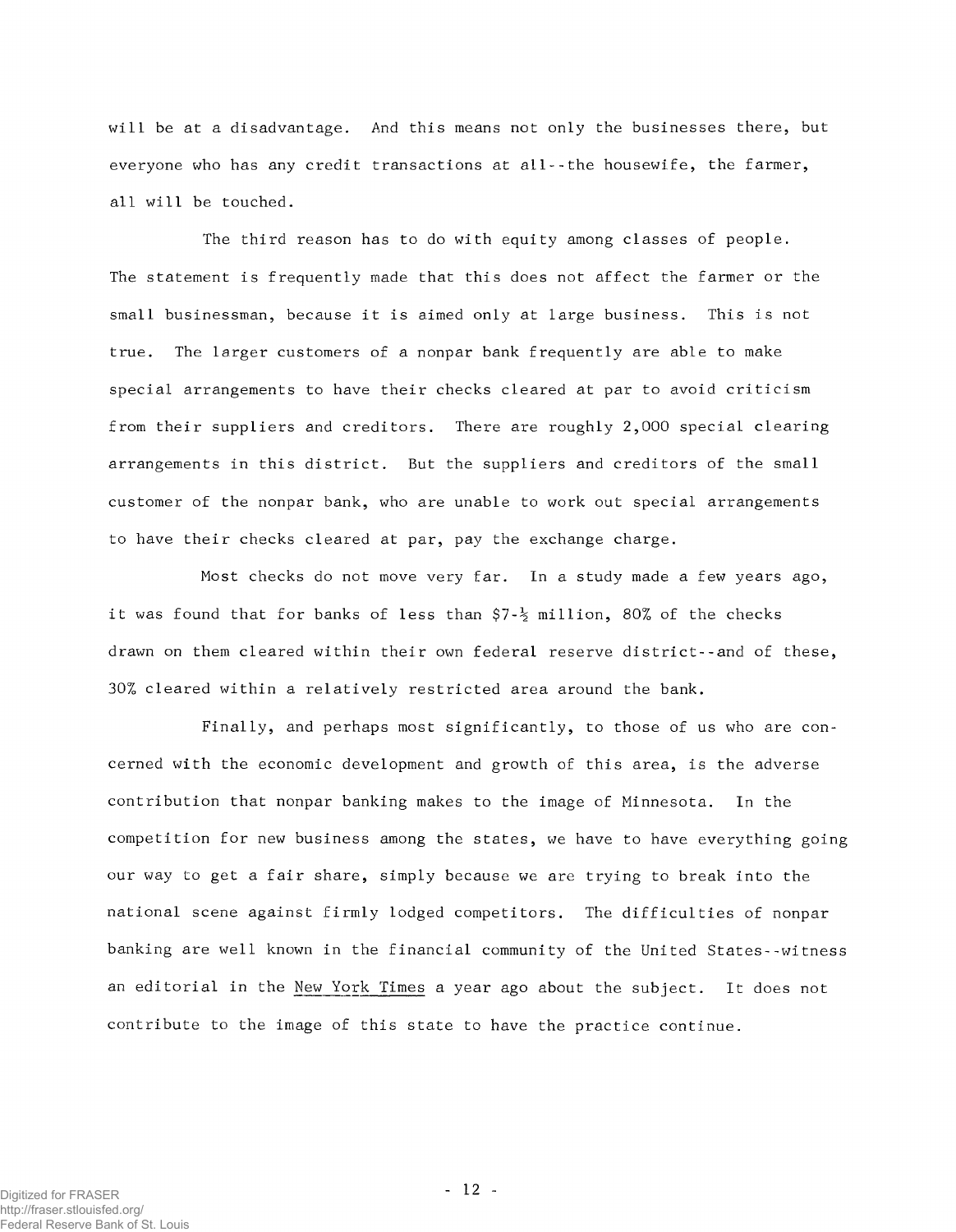will be at a disadvantage. And this means not only the businesses there, but everyone who has any credit transactions at all--the housewife, the farmer, all will be touched.

The third reason has to do with equity among classes of people. The statement is frequently made that this does not affect the farmer or the small businessman, because it is aimed only at large business. This is not true. The larger customers of a nonpar bank frequently are able to make special arrangements to have their checks cleared at par to avoid criticism from their suppliers and creditors. There are roughly 2,000 special clearing arrangements in this district. But the suppliers and creditors of the small customer of the nonpar bank, who are unable to work out special arrangements to have their checks cleared at par, pay the exchange charge.

Most checks do not move very far. In a study made a few years ago, it was found that for banks of less than \$7-½ million, 80% of the checks drawn on them cleared within their own federal reserve district--and of these, 30% cleared within a relatively restricted area around the bank.

Finally, and perhaps most significantly, to those of us who are concerned with the economic development and growth of this area, is the adverse contribution that nonpar banking makes to the image of Minnesota. In the competition for new business among the states, we have to have everything going our way to get a fair share, simply because we are trying to break into the national scene against firmly lodged competitors. The difficulties of nonpar banking are well known in the financial community of the United States--witness an editorial in the New York Times a year ago about the subject. It does not contribute to the image of this state to have the practice continue.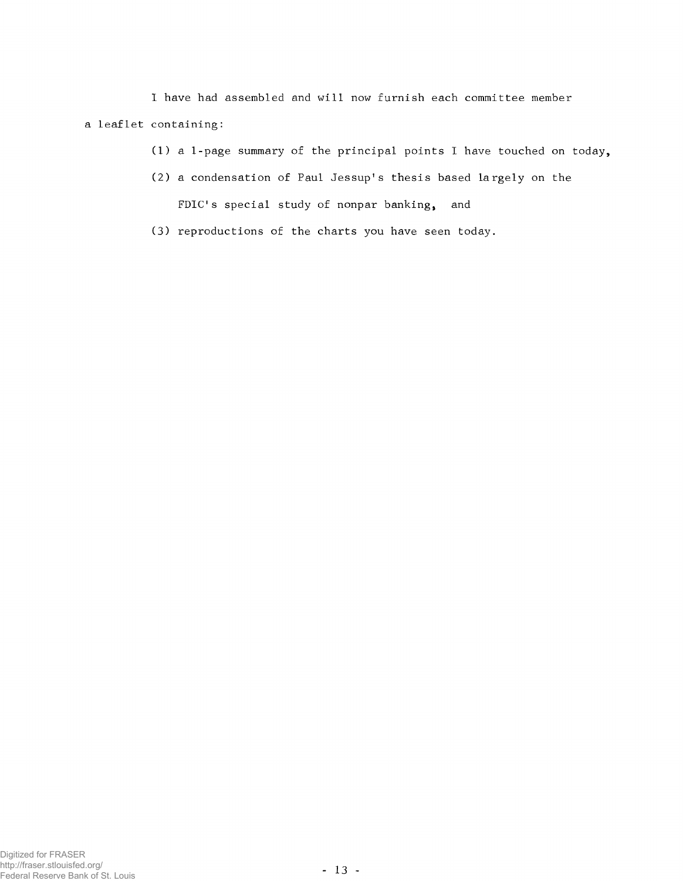I have had assembled and will now furnish each committee member a leaflet containing:

(1) a 1-page summary of the principal points I have touched on today,

(2) a condensation of Paul Jessup's thesis based largely on the FDIC's special study of nonpar banking, and

(3) reproductions of the charts you have seen today.